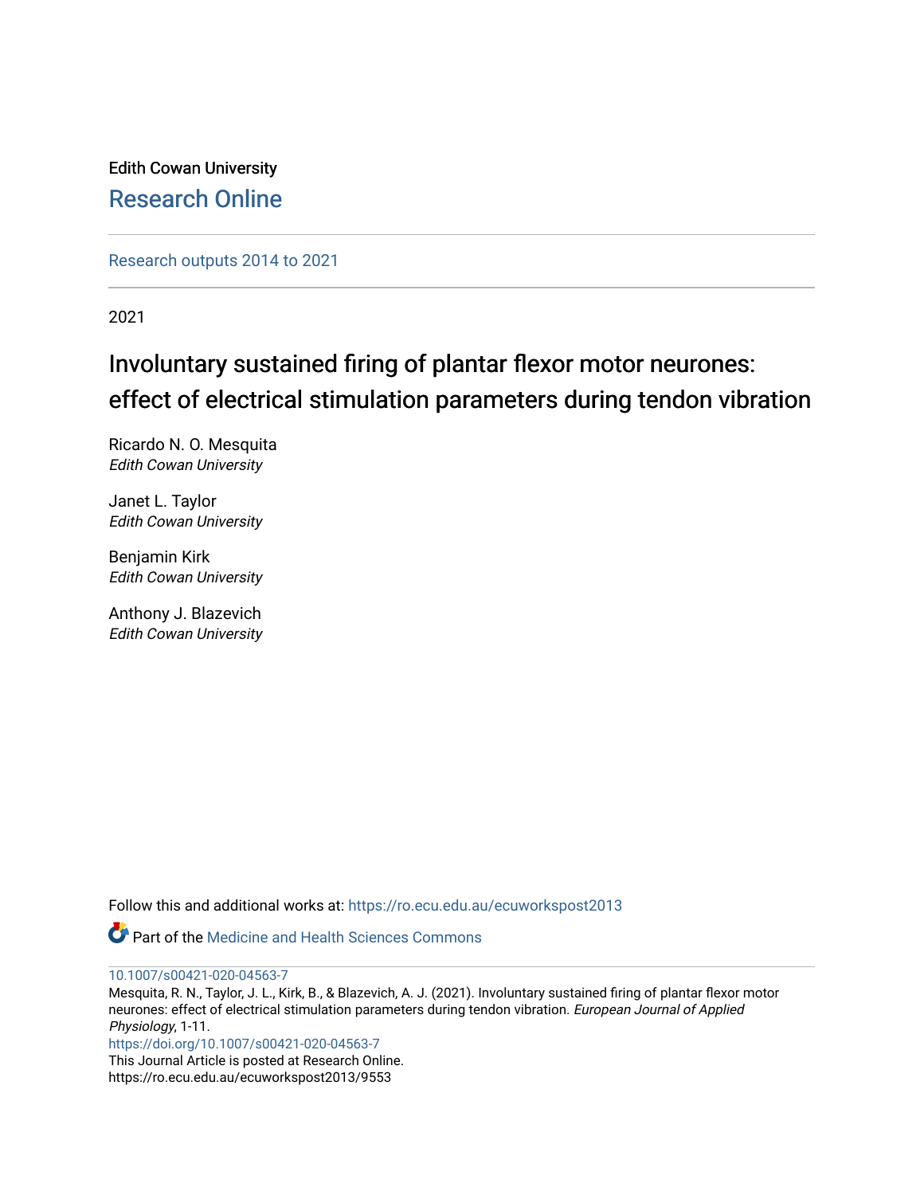Edith Cowan University

Research Online

Research outputs 2014 to 2021

2021

# Involuntary sustained firing of plantar flexor motor neurones: effect of electrical stimulation parameters during tendon vibration

Ricardo N. O. Mesquita
*Edith Cowan University*

Janet L. Taylor
*Edith Cowan University*

Benjamin Kirk
*Edith Cowan University*

Anthony J. Blazevich
*Edith Cowan University*

Follow this and additional works at: https://ro.ecu.edu.au/ecuworkspost2013

Part of the Medicine and Health Sciences Commons

10.1007/s00421-020-04563-7

Mesquita, R. N., Taylor, J. L., Kirk, B., & Blazevich, A. J. (2021). Involuntary sustained firing of plantar flexor motor neurones: effect of electrical stimulation parameters during tendon vibration. *European Journal of Applied Physiology*, 1-11.

https://doi.org/10.1007/s00421-020-04563-7

This Journal Article is posted at Research Online.

https://ro.ecu.edu.au/ecuworkspost2013/9553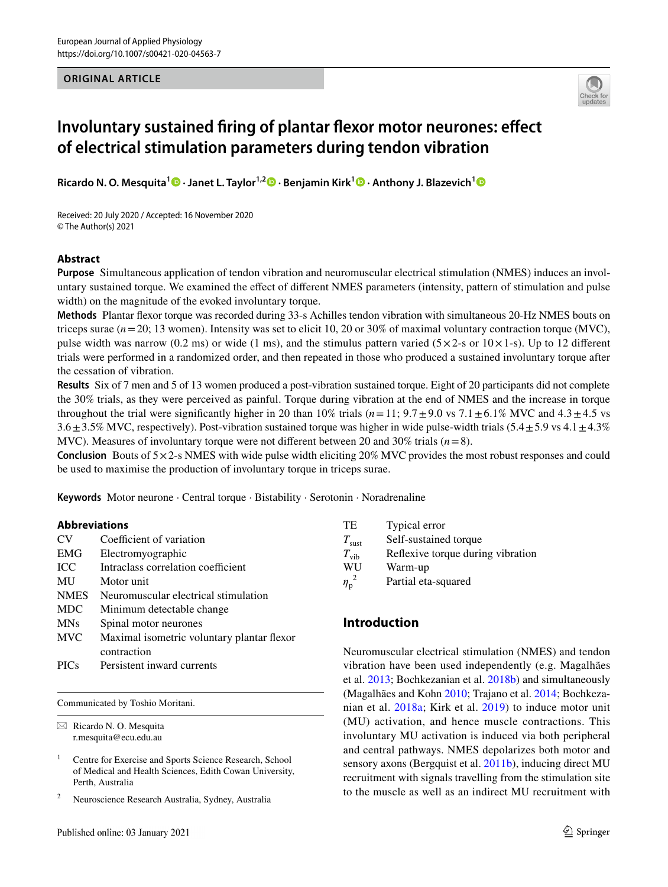# Involuntary sustained firing of plantar flexor motor neurones: effect of electrical stimulation parameters during tendon vibration

**Ricardo N. O. Mesquita[1] · Janet L. Taylor[1,2] · Benjamin Kirk[1] · Anthony J. Blazevich[1]**

Received: 20 July 2020 / Accepted: 16 November 2020
© The Author(s) 2021

## Abstract

**Purpose** Simultaneous application of tendon vibration and neuromuscular electrical stimulation (NMES) induces an involuntary sustained torque. We examined the effect of different NMES parameters (intensity, pattern of stimulation and pulse width) on the magnitude of the evoked involuntary torque.

**Methods** Plantar flexor torque was recorded during 33-s Achilles tendon vibration with simultaneous 20-Hz NMES bouts on triceps surae ($n = 20$; 13 women). Intensity was set to elicit 10, 20 or 30% of maximal voluntary contraction torque (MVC), pulse width was narrow (0.2 ms) or wide (1 ms), and the stimulus pattern varied (5×2-s or 10×1-s). Up to 12 different trials were performed in a randomized order, and then repeated in those who produced a sustained involuntary torque after the cessation of vibration.

**Results** Six of 7 men and 5 of 13 women produced a post-vibration sustained torque. Eight of 20 participants did not complete the 30% trials, as they were perceived as painful. Torque during vibration at the end of NMES and the increase in torque throughout the trial were significantly higher in 20 than 10% trials ($n = 11$; 9.7 ± 9.0 vs 7.1 ± 6.1% MVC and 4.3 ± 4.5 vs 3.6 ± 3.5% MVC, respectively). Post-vibration sustained torque was higher in wide pulse-width trials (5.4 ± 5.9 vs 4.1 ± 4.3% MVC). Measures of involuntary torque were not different between 20 and 30% trials ($n = 8$).

**Conclusion** Bouts of 5×2-s NMES with wide pulse width eliciting 20% MVC provides the most robust responses and could be used to maximise the production of involuntary torque in triceps surae.

**Keywords** Motor neurone · Central torque · Bistability · Serotonin · Noradrenaline

### Abbreviations

| | |
|---|---|
| CV | Coefficient of variation |
| EMG | Electromyographic |
| ICC | Intraclass correlation coefficient |
| MU | Motor unit |
| NMES | Neuromuscular electrical stimulation |
| MDC | Minimum detectable change |
| MNs | Spinal motor neurones |
| MVC | Maximal isometric voluntary plantar flexor contraction |
| PICs | Persistent inward currents |
| TE | Typical error |
| $T_{sust}$ | Self-sustained torque |
| $T_{vib}$ | Reflexive torque during vibration |
| WU | Warm-up |
| $\eta_p^2$ | Partial eta-squared |

Communicated by Toshio Moritani.

✉ Ricardo N. O. Mesquita
r.mesquita@ecu.edu.au

[1] Centre for Exercise and Sports Science Research, School of Medical and Health Sciences, Edith Cowan University, Perth, Australia

[2] Neuroscience Research Australia, Sydney, Australia

## Introduction

Neuromuscular electrical stimulation (NMES) and tendon vibration have been used independently (e.g. Magalhães et al. 2013; Bochkezanian et al. 2018b) and simultaneously (Magalhães and Kohn 2010; Trajano et al. 2014; Bochkezanian et al. 2018a; Kirk et al. 2019) to induce motor unit (MU) activation, and hence muscle contractions. This involuntary MU activation is induced via both peripheral and central pathways. NMES depolarizes both motor and sensory axons (Bergquist et al. 2011b), inducing direct MU recruitment with signals travelling from the stimulation site to the muscle as well as an indirect MU recruitment with

Published online: 03 January 2021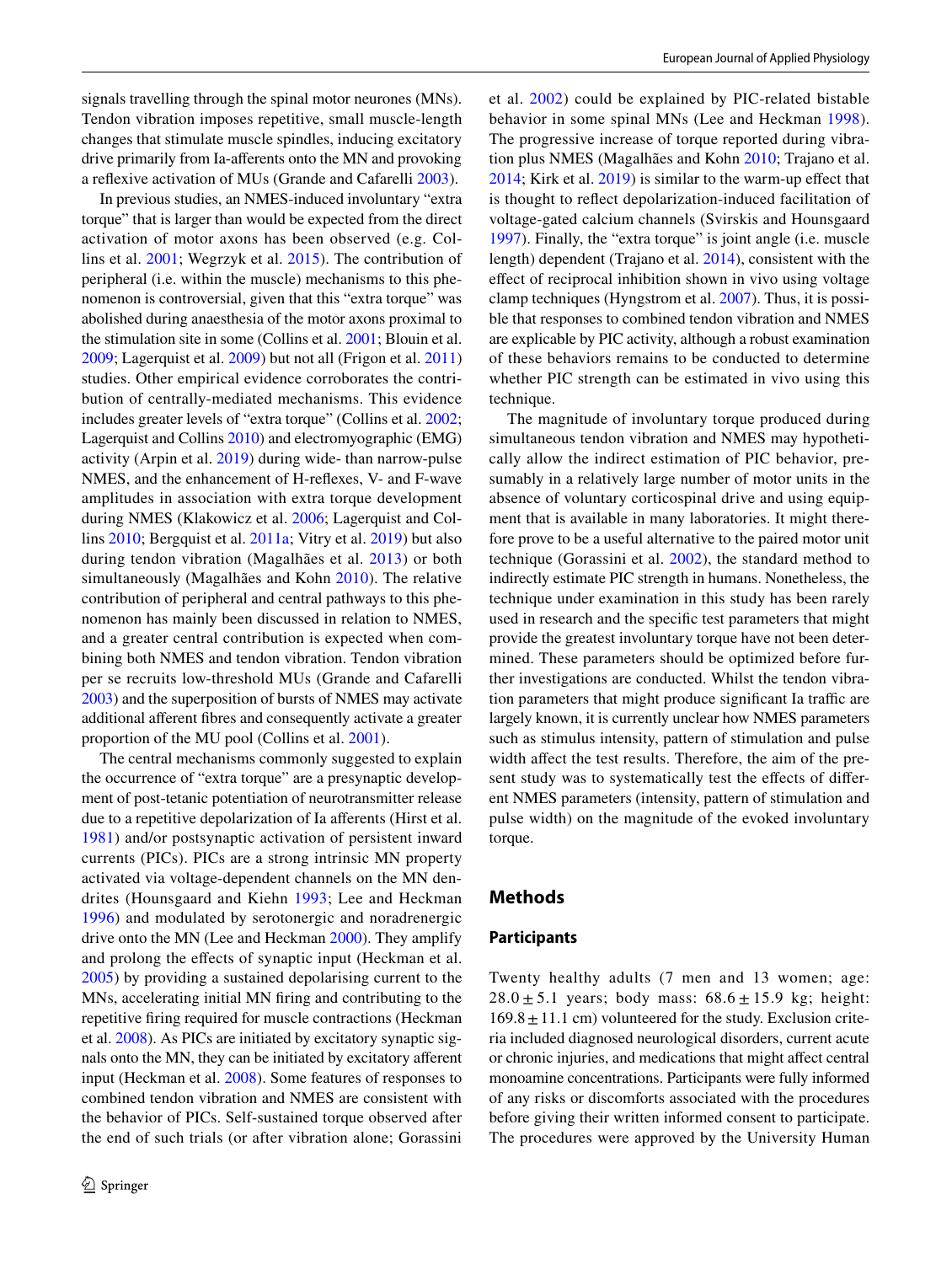signals travelling through the spinal motor neurones (MNs). Tendon vibration imposes repetitive, small muscle-length changes that stimulate muscle spindles, inducing excitatory drive primarily from Ia-afferents onto the MN and provoking a reflexive activation of MUs (Grande and Cafarelli 2003).

In previous studies, an NMES-induced involuntary "extra torque" that is larger than would be expected from the direct activation of motor axons has been observed (e.g. Collins et al. 2001; Wegrzyk et al. 2015). The contribution of peripheral (i.e. within the muscle) mechanisms to this phenomenon is controversial, given that this "extra torque" was abolished during anaesthesia of the motor axons proximal to the stimulation site in some (Collins et al. 2001; Blouin et al. 2009; Lagerquist et al. 2009) but not all (Frigon et al. 2011) studies. Other empirical evidence corroborates the contribution of centrally-mediated mechanisms. This evidence includes greater levels of "extra torque" (Collins et al. 2002; Lagerquist and Collins 2010) and electromyographic (EMG) activity (Arpin et al. 2019) during wide- than narrow-pulse NMES, and the enhancement of H-reflexes, V- and F-wave amplitudes in association with extra torque development during NMES (Klakowicz et al. 2006; Lagerquist and Collins 2010; Bergquist et al. 2011a; Vitry et al. 2019) but also during tendon vibration (Magalhães et al. 2013) or both simultaneously (Magalhães and Kohn 2010). The relative contribution of peripheral and central pathways to this phenomenon has mainly been discussed in relation to NMES, and a greater central contribution is expected when combining both NMES and tendon vibration. Tendon vibration per se recruits low-threshold MUs (Grande and Cafarelli 2003) and the superposition of bursts of NMES may activate additional afferent fibres and consequently activate a greater proportion of the MU pool (Collins et al. 2001).

The central mechanisms commonly suggested to explain the occurrence of "extra torque" are a presynaptic development of post-tetanic potentiation of neurotransmitter release due to a repetitive depolarization of Ia afferents (Hirst et al. 1981) and/or postsynaptic activation of persistent inward currents (PICs). PICs are a strong intrinsic MN property activated via voltage-dependent channels on the MN dendrites (Hounsgaard and Kiehn 1993; Lee and Heckman 1996) and modulated by serotonergic and noradrenergic drive onto the MN (Lee and Heckman 2000). They amplify and prolong the effects of synaptic input (Heckman et al. 2005) by providing a sustained depolarising current to the MNs, accelerating initial MN firing and contributing to the repetitive firing required for muscle contractions (Heckman et al. 2008). As PICs are initiated by excitatory synaptic signals onto the MN, they can be initiated by excitatory afferent input (Heckman et al. 2008). Some features of responses to combined tendon vibration and NMES are consistent with the behavior of PICs. Self-sustained torque observed after the end of such trials (or after vibration alone; Gorassini et al. 2002) could be explained by PIC-related bistable behavior in some spinal MNs (Lee and Heckman 1998). The progressive increase of torque reported during vibration plus NMES (Magalhães and Kohn 2010; Trajano et al. 2014; Kirk et al. 2019) is similar to the warm-up effect that is thought to reflect depolarization-induced facilitation of voltage-gated calcium channels (Svirskis and Hounsgaard 1997). Finally, the "extra torque" is joint angle (i.e. muscle length) dependent (Trajano et al. 2014), consistent with the effect of reciprocal inhibition shown in vivo using voltage clamp techniques (Hyngstrom et al. 2007). Thus, it is possible that responses to combined tendon vibration and NMES are explicable by PIC activity, although a robust examination of these behaviors remains to be conducted to determine whether PIC strength can be estimated in vivo using this technique.

The magnitude of involuntary torque produced during simultaneous tendon vibration and NMES may hypothetically allow the indirect estimation of PIC behavior, presumably in a relatively large number of motor units in the absence of voluntary corticospinal drive and using equipment that is available in many laboratories. It might therefore prove to be a useful alternative to the paired motor unit technique (Gorassini et al. 2002), the standard method to indirectly estimate PIC strength in humans. Nonetheless, the technique under examination in this study has been rarely used in research and the specific test parameters that might provide the greatest involuntary torque have not been determined. These parameters should be optimized before further investigations are conducted. Whilst the tendon vibration parameters that might produce significant Ia traffic are largely known, it is currently unclear how NMES parameters such as stimulus intensity, pattern of stimulation and pulse width affect the test results. Therefore, the aim of the present study was to systematically test the effects of different NMES parameters (intensity, pattern of stimulation and pulse width) on the magnitude of the evoked involuntary torque.

## Methods

### Participants

Twenty healthy adults (7 men and 13 women; age: $28.0 \pm 5.1$ years; body mass: $68.6 \pm 15.9$ kg; height: $169.8 \pm 11.1$ cm) volunteered for the study. Exclusion criteria included diagnosed neurological disorders, current acute or chronic injuries, and medications that might affect central monoamine concentrations. Participants were fully informed of any risks or discomforts associated with the procedures before giving their written informed consent to participate. The procedures were approved by the University Human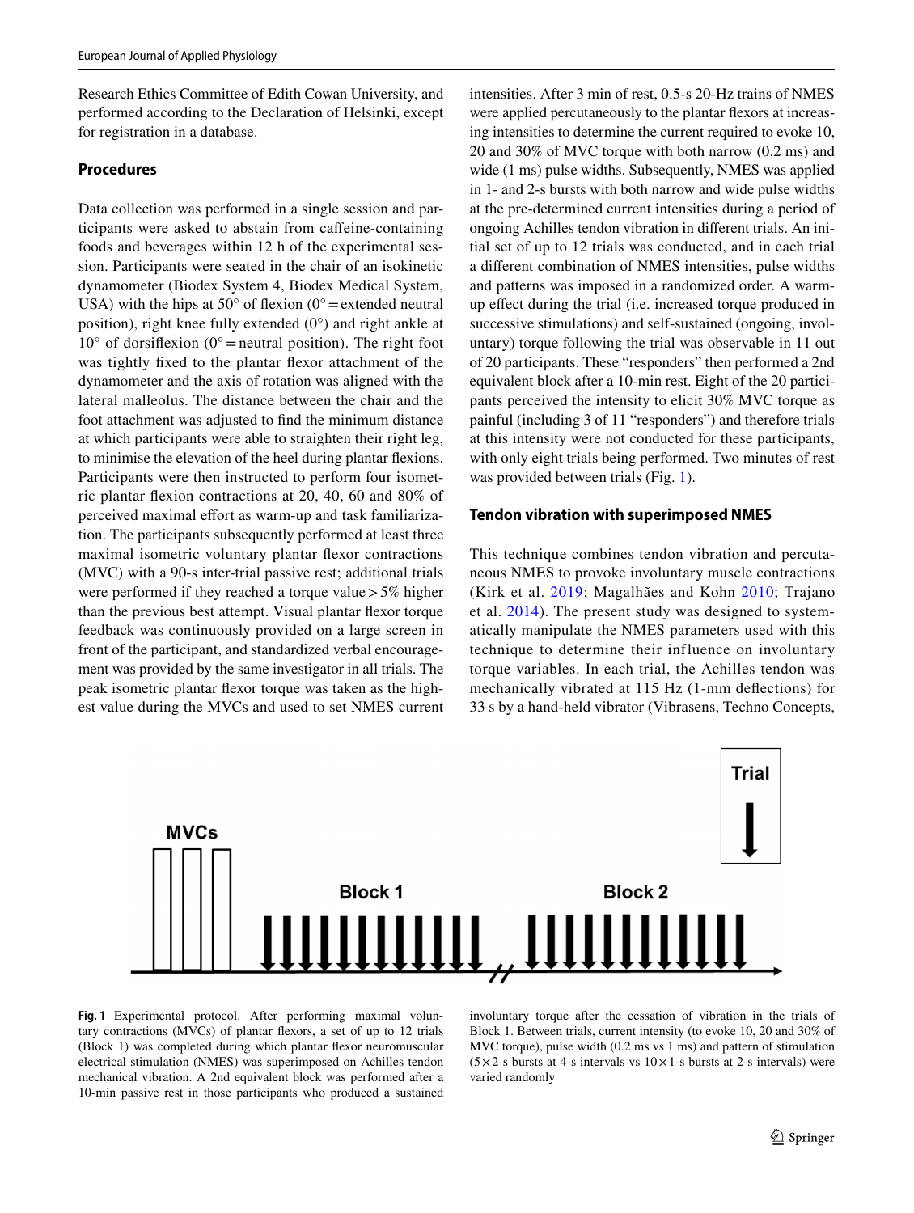Research Ethics Committee of Edith Cowan University, and performed according to the Declaration of Helsinki, except for registration in a database.

### Procedures

Data collection was performed in a single session and participants were asked to abstain from caffeine-containing foods and beverages within 12 h of the experimental session. Participants were seated in the chair of an isokinetic dynamometer (Biodex System 4, Biodex Medical System, USA) with the hips at 50° of flexion (0° = extended neutral position), right knee fully extended (0°) and right ankle at 10° of dorsiflexion (0° = neutral position). The right foot was tightly fixed to the plantar flexor attachment of the dynamometer and the axis of rotation was aligned with the lateral malleolus. The distance between the chair and the foot attachment was adjusted to find the minimum distance at which participants were able to straighten their right leg, to minimise the elevation of the heel during plantar flexions. Participants were then instructed to perform four isometric plantar flexion contractions at 20, 40, 60 and 80% of perceived maximal effort as warm-up and task familiarization. The participants subsequently performed at least three maximal isometric voluntary plantar flexor contractions (MVC) with a 90-s inter-trial passive rest; additional trials were performed if they reached a torque value > 5% higher than the previous best attempt. Visual plantar flexor torque feedback was continuously provided on a large screen in front of the participant, and standardized verbal encouragement was provided by the same investigator in all trials. The peak isometric plantar flexor torque was taken as the highest value during the MVCs and used to set NMES current intensities. After 3 min of rest, 0.5-s 20-Hz trains of NMES were applied percutaneously to the plantar flexors at increasing intensities to determine the current required to evoke 10, 20 and 30% of MVC torque with both narrow (0.2 ms) and wide (1 ms) pulse widths. Subsequently, NMES was applied in 1- and 2-s bursts with both narrow and wide pulse widths at the pre-determined current intensities during a period of ongoing Achilles tendon vibration in different trials. An initial set of up to 12 trials was conducted, and in each trial a different combination of NMES intensities, pulse widths and patterns was imposed in a randomized order. A warm-up effect during the trial (i.e. increased torque produced in successive stimulations) and self-sustained (ongoing, involuntary) torque following the trial was observable in 11 out of 20 participants. These "responders" then performed a 2nd equivalent block after a 10-min rest. Eight of the 20 participants perceived the intensity to elicit 30% MVC torque as painful (including 3 of 11 "responders") and therefore trials at this intensity were not conducted for these participants, with only eight trials being performed. Two minutes of rest was provided between trials (Fig. 1).

### Tendon vibration with superimposed NMES

This technique combines tendon vibration and percutaneous NMES to provoke involuntary muscle contractions (Kirk et al. 2019; Magalhães and Kohn 2010; Trajano et al. 2014). The present study was designed to systematically manipulate the NMES parameters used with this technique to determine their influence on involuntary torque variables. In each trial, the Achilles tendon was mechanically vibrated at 115 Hz (1-mm deflections) for 33 s by a hand-held vibrator (Vibrasens, Techno Concepts,

**Fig. 1** Experimental protocol. After performing maximal voluntary contractions (MVCs) of plantar flexors, a set of up to 12 trials (Block 1) was completed during which plantar flexor neuromuscular electrical stimulation (NMES) was superimposed on Achilles tendon mechanical vibration. A 2nd equivalent block was performed after a 10-min passive rest in those participants who produced a sustained involuntary torque after the cessation of vibration in the trials of Block 1. Between trials, current intensity (to evoke 10, 20 and 30% of MVC torque), pulse width (0.2 ms vs 1 ms) and pattern of stimulation (5 × 2-s bursts at 4-s intervals vs 10 × 1-s bursts at 2-s intervals) were varied randomly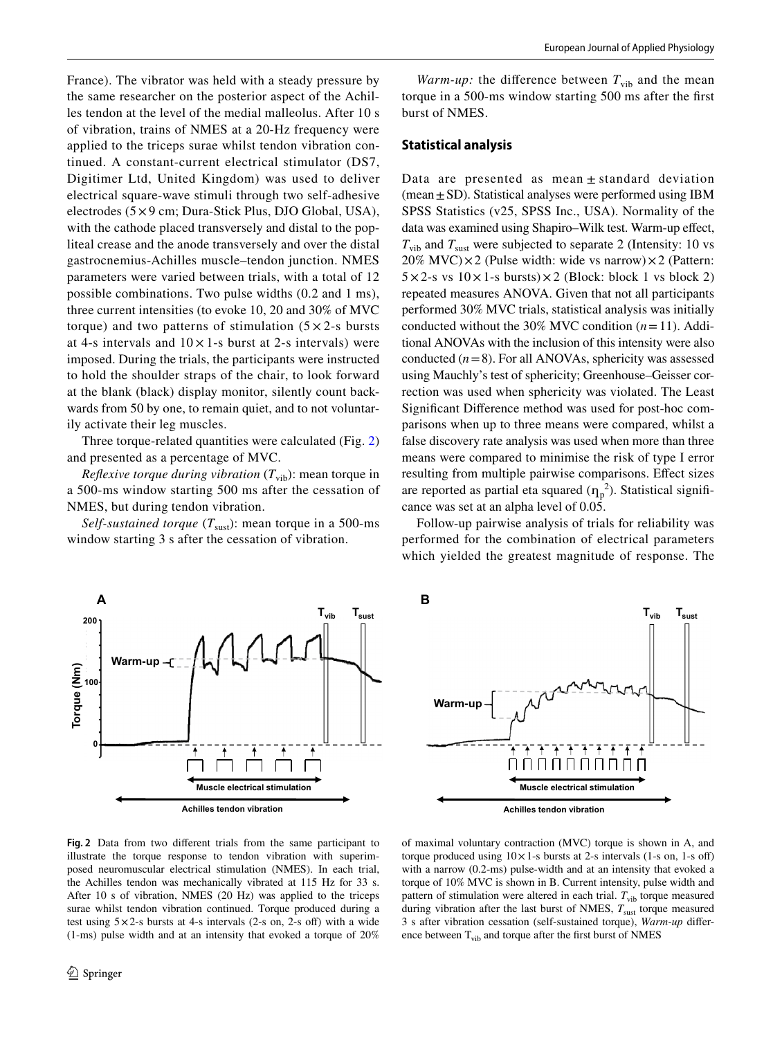France). The vibrator was held with a steady pressure by the same researcher on the posterior aspect of the Achilles tendon at the level of the medial malleolus. After 10 s of vibration, trains of NMES at a 20-Hz frequency were applied to the triceps surae whilst tendon vibration continued. A constant-current electrical stimulator (DS7, Digitimer Ltd, United Kingdom) was used to deliver electrical square-wave stimuli through two self-adhesive electrodes (5 × 9 cm; Dura-Stick Plus, DJO Global, USA), with the cathode placed transversely and distal to the popliteal crease and the anode transversely and over the distal gastrocnemius-Achilles muscle–tendon junction. NMES parameters were varied between trials, with a total of 12 possible combinations. Two pulse widths (0.2 and 1 ms), three current intensities (to evoke 10, 20 and 30% of MVC torque) and two patterns of stimulation (5 × 2-s bursts at 4-s intervals and 10 × 1-s burst at 2-s intervals) were imposed. During the trials, the participants were instructed to hold the shoulder straps of the chair, to look forward at the blank (black) display monitor, silently count backwards from 50 by one, to remain quiet, and to not voluntarily activate their leg muscles.

Three torque-related quantities were calculated (Fig. 2) and presented as a percentage of MVC.

*Reflexive torque during vibration* ($T_{vib}$): mean torque in a 500-ms window starting 500 ms after the cessation of NMES, but during tendon vibration.

*Self-sustained torque* ($T_{sust}$): mean torque in a 500-ms window starting 3 s after the cessation of vibration.

*Warm-up:* the difference between $T_{vib}$ and the mean torque in a 500-ms window starting 500 ms after the first burst of NMES.

## Statistical analysis

Data are presented as mean ± standard deviation (mean ± SD). Statistical analyses were performed using IBM SPSS Statistics (v25, SPSS Inc., USA). Normality of the data was examined using Shapiro–Wilk test. Warm-up effect, $T_{vib}$ and $T_{sust}$ were subjected to separate 2 (Intensity: 10 vs 20% MVC) × 2 (Pulse width: wide vs narrow) × 2 (Pattern: 5 × 2-s vs 10 × 1-s bursts) × 2 (Block: block 1 vs block 2) repeated measures ANOVA. Given that not all participants performed 30% MVC trials, statistical analysis was initially conducted without the 30% MVC condition ($n = 11$). Additional ANOVAs with the inclusion of this intensity were also conducted ($n = 8$). For all ANOVAs, sphericity was assessed using Mauchly's test of sphericity; Greenhouse–Geisser correction was used when sphericity was violated. The Least Significant Difference method was used for post-hoc comparisons when up to three means were compared, whilst a false discovery rate analysis was used when more than three means were compared to minimise the risk of type I error resulting from multiple pairwise comparisons. Effect sizes are reported as partial eta squared ($\eta_p^2$). Statistical significance was set at an alpha level of 0.05.

Follow-up pairwise analysis of trials for reliability was performed for the combination of electrical parameters which yielded the greatest magnitude of response. The

**Fig. 2** Data from two different trials from the same participant to illustrate the torque response to tendon vibration with superimposed neuromuscular electrical stimulation (NMES). In each trial, the Achilles tendon was mechanically vibrated at 115 Hz for 33 s. After 10 s of vibration, NMES (20 Hz) was applied to the triceps surae whilst tendon vibration continued. Torque produced during a test using 5 × 2-s bursts at 4-s intervals (2-s on, 2-s off) with a wide (1-ms) pulse width and at an intensity that evoked a torque of 20% of maximal voluntary contraction (MVC) torque is shown in A, and torque produced using 10 × 1-s bursts at 2-s intervals (1-s on, 1-s off) with a narrow (0.2-ms) pulse-width and at an intensity that evoked a torque of 10% MVC is shown in B. Current intensity, pulse width and pattern of stimulation were altered in each trial. $T_{vib}$ torque measured during vibration after the last burst of NMES, $T_{sust}$ torque measured 3 s after vibration cessation (self-sustained torque), *Warm-up* difference between $T_{vib}$ and torque after the first burst of NMES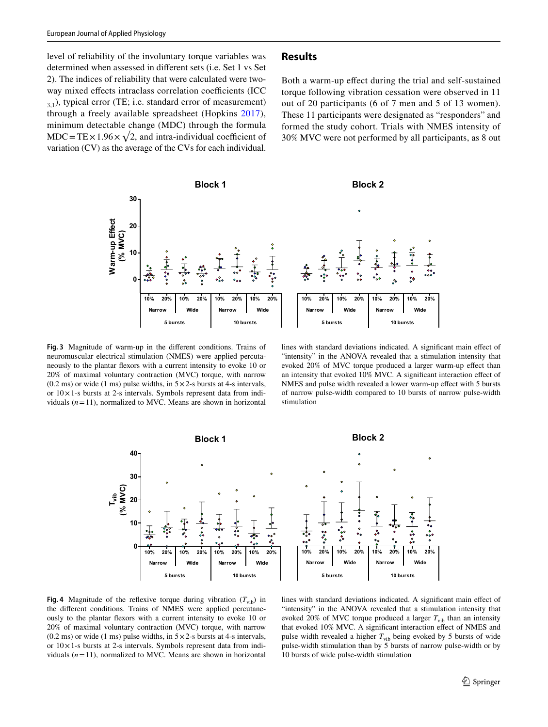level of reliability of the involuntary torque variables was determined when assessed in different sets (i.e. Set 1 vs Set 2). The indices of reliability that were calculated were two-way mixed effects intraclass correlation coefficients (ICC $_{3,1}$), typical error (TE; i.e. standard error of measurement) through a freely available spreadsheet (Hopkins 2017), minimum detectable change (MDC) through the formula $\mathrm{MDC} = \mathrm{TE} \times 1.96 \times \sqrt{2}$, and intra-individual coefficient of variation (CV) as the average of the CVs for each individual.

## Results

Both a warm-up effect during the trial and self-sustained torque following vibration cessation were observed in 11 out of 20 participants (6 of 7 men and 5 of 13 women). These 11 participants were designated as "responders" and formed the study cohort. Trials with NMES intensity of 30% MVC were not performed by all participants, as 8 out

**Fig. 3** Magnitude of warm-up in the different conditions. Trains of neuromuscular electrical stimulation (NMES) were applied percutaneously to the plantar flexors with a current intensity to evoke 10 or 20% of maximal voluntary contraction (MVC) torque, with narrow (0.2 ms) or wide (1 ms) pulse widths, in 5 × 2-s bursts at 4-s intervals, or 10 × 1-s bursts at 2-s intervals. Symbols represent data from individuals ($n$ = 11), normalized to MVC. Means are shown in horizontal lines with standard deviations indicated. A significant main effect of "intensity" in the ANOVA revealed that a stimulation intensity that evoked 20% of MVC torque produced a larger warm-up effect than an intensity that evoked 10% MVC. A significant interaction effect of NMES and pulse width revealed a lower warm-up effect with 5 bursts of narrow pulse-width compared to 10 bursts of narrow pulse-width stimulation

**Fig. 4** Magnitude of the reflexive torque during vibration ($T_{\mathrm{vib}}$) in the different conditions. Trains of NMES were applied percutaneously to the plantar flexors with a current intensity to evoke 10 or 20% of maximal voluntary contraction (MVC) torque, with narrow (0.2 ms) or wide (1 ms) pulse widths, in 5 × 2-s bursts at 4-s intervals, or 10 × 1-s bursts at 2-s intervals. Symbols represent data from individuals ($n$ = 11), normalized to MVC. Means are shown in horizontal lines with standard deviations indicated. A significant main effect of "intensity" in the ANOVA revealed that a stimulation intensity that evoked 20% of MVC torque produced a larger $T_{\mathrm{vib}}$ than an intensity that evoked 10% MVC. A significant interaction effect of NMES and pulse width revealed a higher $T_{\mathrm{vib}}$ being evoked by 5 bursts of wide pulse-width stimulation than by 5 bursts of narrow pulse-width or by 10 bursts of wide pulse-width stimulation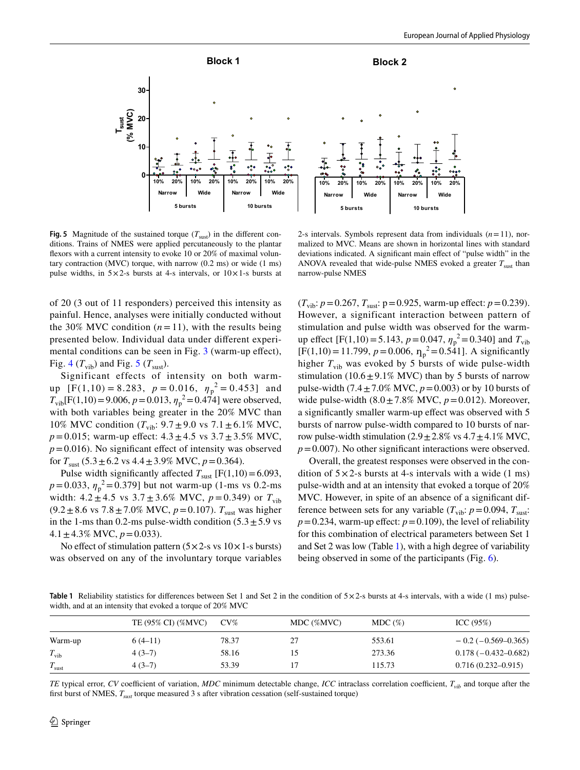**Fig. 5** Magnitude of the sustained torque ($T_{sust}$) in the different conditions. Trains of NMES were applied percutaneously to the plantar flexors with a current intensity to evoke 10 or 20% of maximal voluntary contraction (MVC) torque, with narrow (0.2 ms) or wide (1 ms) pulse widths, in 5×2-s bursts at 4-s intervals, or 10×1-s bursts at 2-s intervals. Symbols represent data from individuals ($n = 11$), normalized to MVC. Means are shown in horizontal lines with standard deviations indicated. A significant main effect of "pulse width" in the ANOVA revealed that wide-pulse NMES evoked a greater $T_{sust}$ than narrow-pulse NMES

of 20 (3 out of 11 responders) perceived this intensity as painful. Hence, analyses were initially conducted without the 30% MVC condition ($n = 11$), with the results being presented below. Individual data under different experimental conditions can be seen in Fig. 3 (warm-up effect), Fig. 4 ($T_{vib}$) and Fig. 5 ($T_{sust}$).

Significant effects of intensity on both warm-up [$F(1,10) = 8.283$, $p = 0.016$, $\eta_p^2 = 0.453$] and $T_{vib}$[$F(1,10) = 9.006$, $p = 0.013$, $\eta_p^2 = 0.474$] were observed, with both variables being greater in the 20% MVC than 10% MVC condition ($T_{vib}$: 9.7 ± 9.0 vs 7.1 ± 6.1% MVC, $p = 0.015$; warm-up effect: 4.3 ± 4.5 vs 3.7 ± 3.5% MVC, $p = 0.016$). No significant effect of intensity was observed for $T_{sust}$ (5.3 ± 6.2 vs 4.4 ± 3.9% MVC, $p = 0.364$).

Pulse width significantly affected $T_{sust}$ [$F(1,10) = 6.093$, $p = 0.033$, $\eta_p^2 = 0.379$] but not warm-up (1-ms vs 0.2-ms width: 4.2 ± 4.5 vs 3.7 ± 3.6% MVC, $p = 0.349$) or $T_{vib}$ (9.2 ± 8.6 vs 7.8 ± 7.0% MVC, $p = 0.107$). $T_{sust}$ was higher in the 1-ms than 0.2-ms pulse-width condition (5.3 ± 5.9 vs 4.1 ± 4.3% MVC, $p = 0.033$).

No effect of stimulation pattern (5×2-s vs 10×1-s bursts) was observed on any of the involuntary torque variables ($T_{vib}$: $p = 0.267$, $T_{sust}$: $p = 0.925$, warm-up effect: $p = 0.239$). However, a significant interaction between pattern of stimulation and pulse width was observed for the warm-up effect [$F(1,10) = 5.143$, $p = 0.047$, $\eta_p^2 = 0.340$] and $T_{vib}$ [$F(1,10) = 11.799$, $p = 0.006$, $\eta_p^2 = 0.541$]. A significantly higher $T_{vib}$ was evoked by 5 bursts of wide pulse-width stimulation (10.6 ± 9.1% MVC) than by 5 bursts of narrow pulse-width (7.4 ± 7.0% MVC, $p = 0.003$) or by 10 bursts of wide pulse-width (8.0 ± 7.8% MVC, $p = 0.012$). Moreover, a significantly smaller warm-up effect was observed with 5 bursts of narrow pulse-width compared to 10 bursts of narrow pulse-width stimulation (2.9 ± 2.8% vs 4.7 ± 4.1% MVC, $p = 0.007$). No other significant interactions were observed.

Overall, the greatest responses were observed in the condition of 5×2-s bursts at 4-s intervals with a wide (1 ms) pulse-width and at an intensity that evoked a torque of 20% MVC. However, in spite of an absence of a significant difference between sets for any variable ($T_{vib}$: $p = 0.094$, $T_{sust}$: $p = 0.234$, warm-up effect: $p = 0.109$), the level of reliability for this combination of electrical parameters between Set 1 and Set 2 was low (Table 1), with a high degree of variability being observed in some of the participants (Fig. 6).

**Table 1** Reliability statistics for differences between Set 1 and Set 2 in the condition of 5×2-s bursts at 4-s intervals, with a wide (1 ms) pulse-width, and at an intensity that evoked a torque of 20% MVC

| | TE (95% CI) (%MVC) | CV% | MDC (%MVC) | MDC (%) | ICC (95%) |
|---|---|---|---|---|---|
| Warm-up | 6 (4–11) | 78.37 | 27 | 553.61 | − 0.2 (− 0.569–0.365) |
| $T_{vib}$ | 4 (3–7) | 58.16 | 15 | 273.36 | 0.178 (− 0.432–0.682) |
| $T_{sust}$ | 4 (3–7) | 53.39 | 17 | 115.73 | 0.716 (0.232–0.915) |

*TE* typical error, *CV* coefficient of variation, *MDC* minimum detectable change, *ICC* intraclass correlation coefficient, $T_{vib}$ and torque after the first burst of NMES, $T_{sust}$ torque measured 3 s after vibration cessation (self-sustained torque)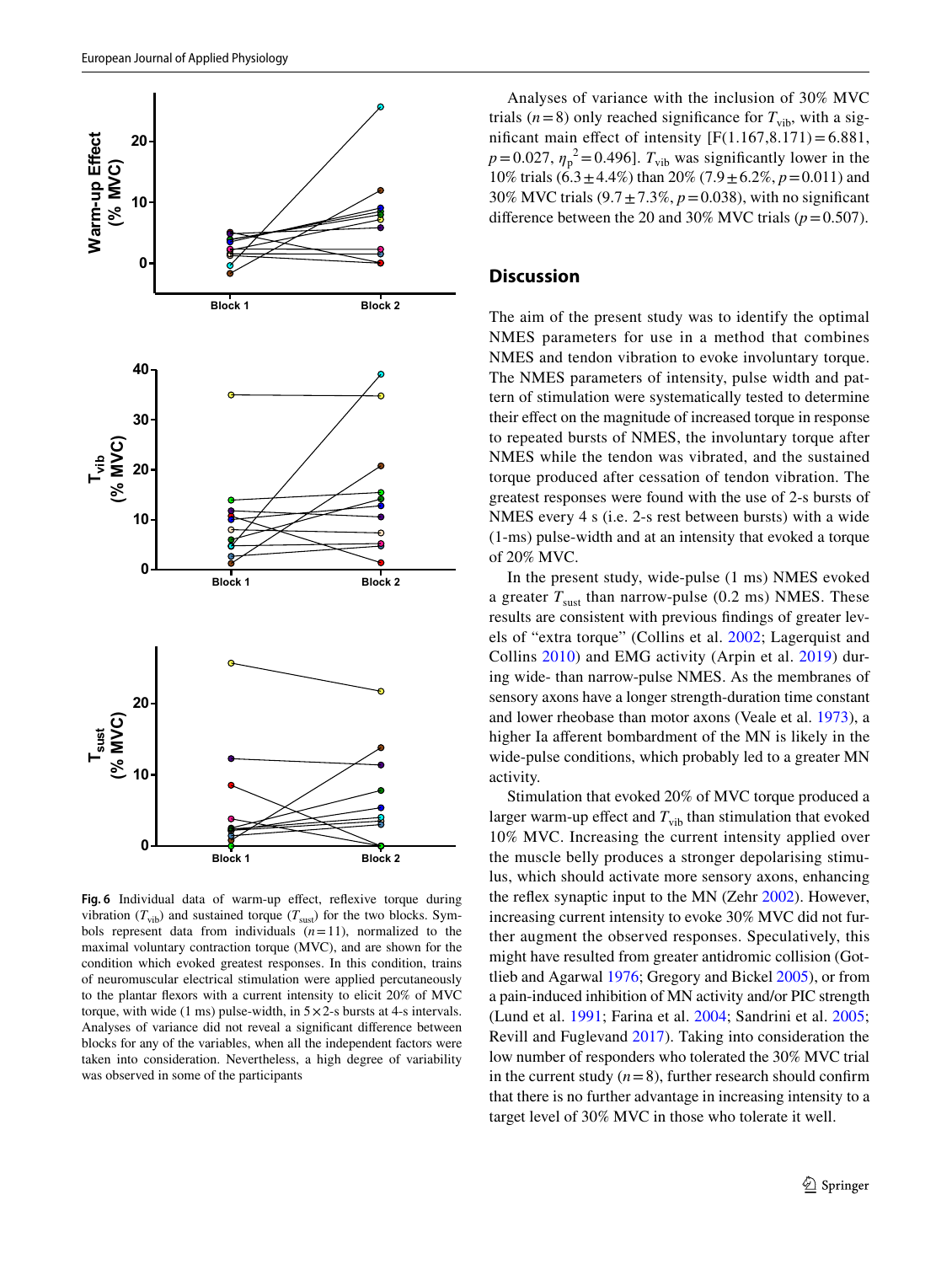Fig. 6 Individual data of warm-up effect, reflexive torque during vibration ($T_{vib}$) and sustained torque ($T_{sust}$) for the two blocks. Symbols represent data from individuals ($n=11$), normalized to the maximal voluntary contraction torque (MVC), and are shown for the condition which evoked greatest responses. In this condition, trains of neuromuscular electrical stimulation were applied percutaneously to the plantar flexors with a current intensity to elicit 20% of MVC torque, with wide (1 ms) pulse-width, in 5×2-s bursts at 4-s intervals. Analyses of variance did not reveal a significant difference between blocks for any of the variables, when all the independent factors were taken into consideration. Nevertheless, a high degree of variability was observed in some of the participants

Analyses of variance with the inclusion of 30% MVC trials ($n=8$) only reached significance for $T_{vib}$, with a significant main effect of intensity [$F(1.167,8.171)=6.881$, $p=0.027$, $\eta_p^2=0.496$]. $T_{vib}$ was significantly lower in the 10% trials (6.3 ± 4.4%) than 20% (7.9 ± 6.2%, $p=0.011$) and 30% MVC trials (9.7 ± 7.3%, $p=0.038$), with no significant difference between the 20 and 30% MVC trials ($p=0.507$).

## Discussion

The aim of the present study was to identify the optimal NMES parameters for use in a method that combines NMES and tendon vibration to evoke involuntary torque. The NMES parameters of intensity, pulse width and pattern of stimulation were systematically tested to determine their effect on the magnitude of increased torque in response to repeated bursts of NMES, the involuntary torque after NMES while the tendon was vibrated, and the sustained torque produced after cessation of tendon vibration. The greatest responses were found with the use of 2-s bursts of NMES every 4 s (i.e. 2-s rest between bursts) with a wide (1-ms) pulse-width and at an intensity that evoked a torque of 20% MVC.

In the present study, wide-pulse (1 ms) NMES evoked a greater $T_{sust}$ than narrow-pulse (0.2 ms) NMES. These results are consistent with previous findings of greater levels of "extra torque" (Collins et al. 2002; Lagerquist and Collins 2010) and EMG activity (Arpin et al. 2019) during wide- than narrow-pulse NMES. As the membranes of sensory axons have a longer strength-duration time constant and lower rheobase than motor axons (Veale et al. 1973), a higher Ia afferent bombardment of the MN is likely in the wide-pulse conditions, which probably led to a greater MN activity.

Stimulation that evoked 20% of MVC torque produced a larger warm-up effect and $T_{vib}$ than stimulation that evoked 10% MVC. Increasing the current intensity applied over the muscle belly produces a stronger depolarising stimulus, which should activate more sensory axons, enhancing the reflex synaptic input to the MN (Zehr 2002). However, increasing current intensity to evoke 30% MVC did not further augment the observed responses. Speculatively, this might have resulted from greater antidromic collision (Gottlieb and Agarwal 1976; Gregory and Bickel 2005), or from a pain-induced inhibition of MN activity and/or PIC strength (Lund et al. 1991; Farina et al. 2004; Sandrini et al. 2005; Revill and Fuglevand 2017). Taking into consideration the low number of responders who tolerated the 30% MVC trial in the current study ($n=8$), further research should confirm that there is no further advantage in increasing intensity to a target level of 30% MVC in those who tolerate it well.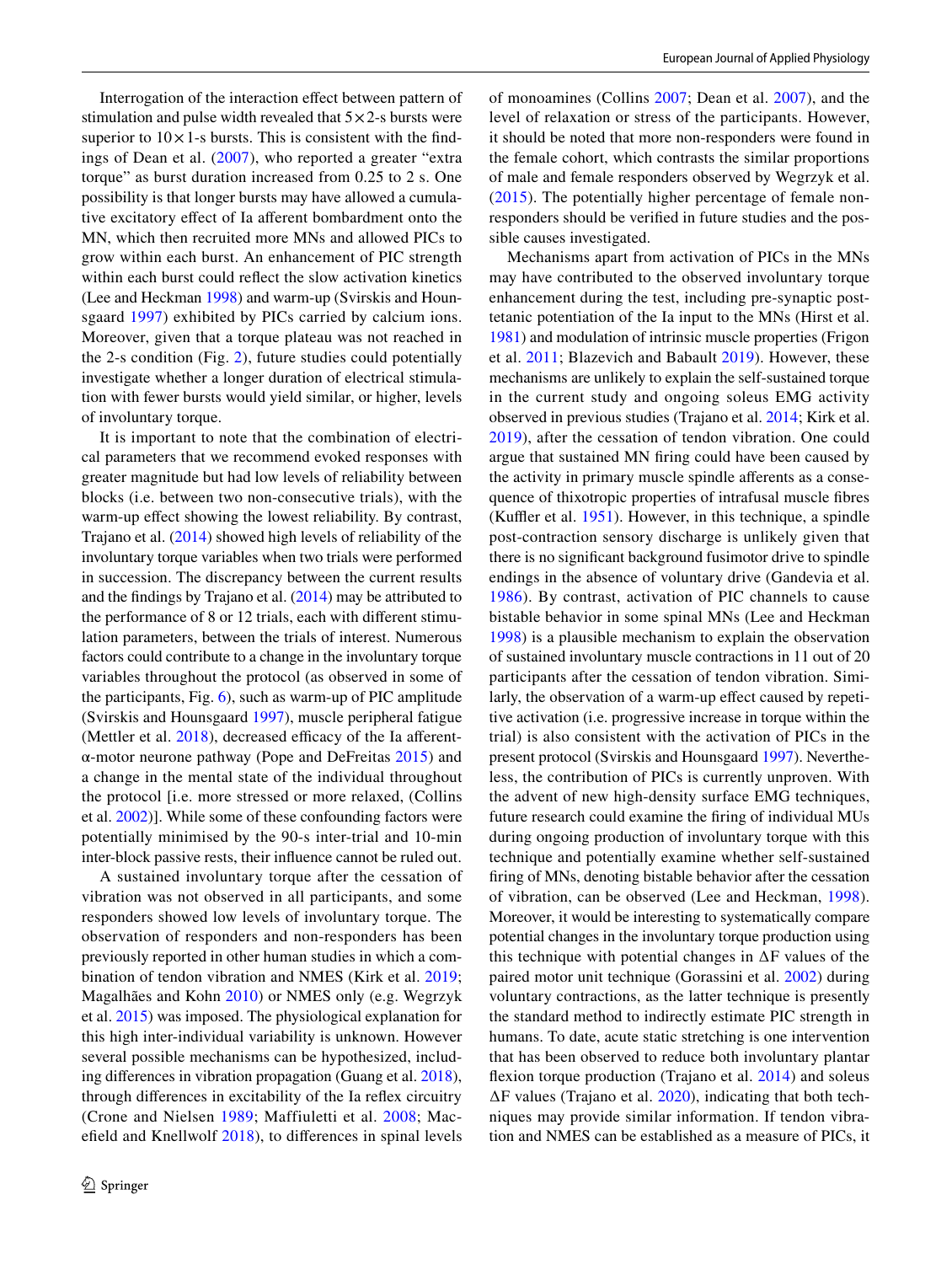Interrogation of the interaction effect between pattern of stimulation and pulse width revealed that 5×2-s bursts were superior to 10×1-s bursts. This is consistent with the findings of Dean et al. (2007), who reported a greater "extra torque" as burst duration increased from 0.25 to 2 s. One possibility is that longer bursts may have allowed a cumulative excitatory effect of Ia afferent bombardment onto the MN, which then recruited more MNs and allowed PICs to grow within each burst. An enhancement of PIC strength within each burst could reflect the slow activation kinetics (Lee and Heckman 1998) and warm-up (Svirskis and Hounsgaard 1997) exhibited by PICs carried by calcium ions. Moreover, given that a torque plateau was not reached in the 2-s condition (Fig. 2), future studies could potentially investigate whether a longer duration of electrical stimulation with fewer bursts would yield similar, or higher, levels of involuntary torque.

It is important to note that the combination of electrical parameters that we recommend evoked responses with greater magnitude but had low levels of reliability between blocks (i.e. between two non-consecutive trials), with the warm-up effect showing the lowest reliability. By contrast, Trajano et al. (2014) showed high levels of reliability of the involuntary torque variables when two trials were performed in succession. The discrepancy between the current results and the findings by Trajano et al. (2014) may be attributed to the performance of 8 or 12 trials, each with different stimulation parameters, between the trials of interest. Numerous factors could contribute to a change in the involuntary torque variables throughout the protocol (as observed in some of the participants, Fig. 6), such as warm-up of PIC amplitude (Svirskis and Hounsgaard 1997), muscle peripheral fatigue (Mettler et al. 2018), decreased efficacy of the Ia afferent-α-motor neurone pathway (Pope and DeFreitas 2015) and a change in the mental state of the individual throughout the protocol [i.e. more stressed or more relaxed, (Collins et al. 2002)]. While some of these confounding factors were potentially minimised by the 90-s inter-trial and 10-min inter-block passive rests, their influence cannot be ruled out.

A sustained involuntary torque after the cessation of vibration was not observed in all participants, and some responders showed low levels of involuntary torque. The observation of responders and non-responders has been previously reported in other human studies in which a combination of tendon vibration and NMES (Kirk et al. 2019; Magalhães and Kohn 2010) or NMES only (e.g. Wegrzyk et al. 2015) was imposed. The physiological explanation for this high inter-individual variability is unknown. However several possible mechanisms can be hypothesized, including differences in vibration propagation (Guang et al. 2018), through differences in excitability of the Ia reflex circuitry (Crone and Nielsen 1989; Maffiuletti et al. 2008; Macefield and Knellwolf 2018), to differences in spinal levels of monoamines (Collins 2007; Dean et al. 2007), and the level of relaxation or stress of the participants. However, it should be noted that more non-responders were found in the female cohort, which contrasts the similar proportions of male and female responders observed by Wegrzyk et al. (2015). The potentially higher percentage of female non-responders should be verified in future studies and the possible causes investigated.

Mechanisms apart from activation of PICs in the MNs may have contributed to the observed involuntary torque enhancement during the test, including pre-synaptic post-tetanic potentiation of the Ia input to the MNs (Hirst et al. 1981) and modulation of intrinsic muscle properties (Frigon et al. 2011; Blazevich and Babault 2019). However, these mechanisms are unlikely to explain the self-sustained torque in the current study and ongoing soleus EMG activity observed in previous studies (Trajano et al. 2014; Kirk et al. 2019), after the cessation of tendon vibration. One could argue that sustained MN firing could have been caused by the activity in primary muscle spindle afferents as a consequence of thixotropic properties of intrafusal muscle fibres (Kuffler et al. 1951). However, in this technique, a spindle post-contraction sensory discharge is unlikely given that there is no significant background fusimotor drive to spindle endings in the absence of voluntary drive (Gandevia et al. 1986). By contrast, activation of PIC channels to cause bistable behavior in some spinal MNs (Lee and Heckman 1998) is a plausible mechanism to explain the observation of sustained involuntary muscle contractions in 11 out of 20 participants after the cessation of tendon vibration. Similarly, the observation of a warm-up effect caused by repetitive activation (i.e. progressive increase in torque within the trial) is also consistent with the activation of PICs in the present protocol (Svirskis and Hounsgaard 1997). Nevertheless, the contribution of PICs is currently unproven. With the advent of new high-density surface EMG techniques, future research could examine the firing of individual MUs during ongoing production of involuntary torque with this technique and potentially examine whether self-sustained firing of MNs, denoting bistable behavior after the cessation of vibration, can be observed (Lee and Heckman, 1998). Moreover, it would be interesting to systematically compare potential changes in the involuntary torque production using this technique with potential changes in $\Delta F$ values of the paired motor unit technique (Gorassini et al. 2002) during voluntary contractions, as the latter technique is presently the standard method to indirectly estimate PIC strength in humans. To date, acute static stretching is one intervention that has been observed to reduce both involuntary plantar flexion torque production (Trajano et al. 2014) and soleus $\Delta F$ values (Trajano et al. 2020), indicating that both techniques may provide similar information. If tendon vibration and NMES can be established as a measure of PICs, it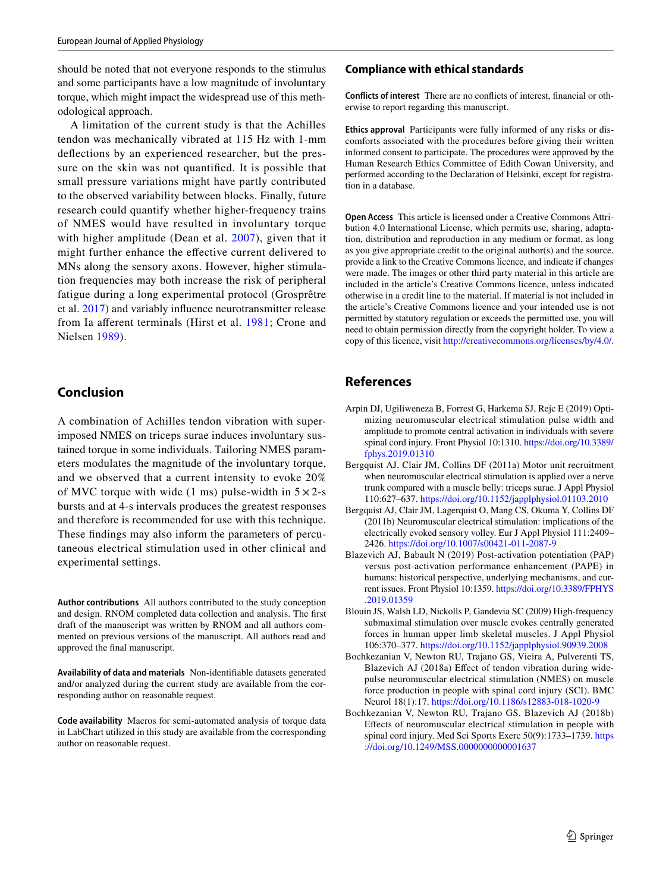should be noted that not everyone responds to the stimulus and some participants have a low magnitude of involuntary torque, which might impact the widespread use of this methodological approach.

A limitation of the current study is that the Achilles tendon was mechanically vibrated at 115 Hz with 1-mm deflections by an experienced researcher, but the pressure on the skin was not quantified. It is possible that small pressure variations might have partly contributed to the observed variability between blocks. Finally, future research could quantify whether higher-frequency trains of NMES would have resulted in involuntary torque with higher amplitude (Dean et al. 2007), given that it might further enhance the effective current delivered to MNs along the sensory axons. However, higher stimulation frequencies may both increase the risk of peripheral fatigue during a long experimental protocol (Grosprêtre et al. 2017) and variably influence neurotransmitter release from Ia afferent terminals (Hirst et al. 1981; Crone and Nielsen 1989).

## Conclusion

A combination of Achilles tendon vibration with superimposed NMES on triceps surae induces involuntary sustained torque in some individuals. Tailoring NMES parameters modulates the magnitude of the involuntary torque, and we observed that a current intensity to evoke 20% of MVC torque with wide (1 ms) pulse-width in $5 \times 2$-s bursts and at 4-s intervals produces the greatest responses and therefore is recommended for use with this technique. These findings may also inform the parameters of percutaneous electrical stimulation used in other clinical and experimental settings.

**Author contributions** All authors contributed to the study conception and design. RNOM completed data collection and analysis. The first draft of the manuscript was written by RNOM and all authors commented on previous versions of the manuscript. All authors read and approved the final manuscript.

**Availability of data and materials** Non-identifiable datasets generated and/or analyzed during the current study are available from the corresponding author on reasonable request.

**Code availability** Macros for semi-automated analysis of torque data in LabChart utilized in this study are available from the corresponding author on reasonable request.

## Compliance with ethical standards

**Conflicts of interest** There are no conflicts of interest, financial or otherwise to report regarding this manuscript.

**Ethics approval** Participants were fully informed of any risks or discomforts associated with the procedures before giving their written informed consent to participate. The procedures were approved by the Human Research Ethics Committee of Edith Cowan University, and performed according to the Declaration of Helsinki, except for registration in a database.

**Open Access** This article is licensed under a Creative Commons Attribution 4.0 International License, which permits use, sharing, adaptation, distribution and reproduction in any medium or format, as long as you give appropriate credit to the original author(s) and the source, provide a link to the Creative Commons licence, and indicate if changes were made. The images or other third party material in this article are included in the article's Creative Commons licence, unless indicated otherwise in a credit line to the material. If material is not included in the article's Creative Commons licence and your intended use is not permitted by statutory regulation or exceeds the permitted use, you will need to obtain permission directly from the copyright holder. To view a copy of this licence, visit http://creativecommons.org/licenses/by/4.0/.

## References

Arpin DJ, Ugiliweneza B, Forrest G, Harkema SJ, Rejc E (2019) Optimizing neuromuscular electrical stimulation pulse width and amplitude to promote central activation in individuals with severe spinal cord injury. Front Physiol 10:1310. https://doi.org/10.3389/fphys.2019.01310

Bergquist AJ, Clair JM, Collins DF (2011a) Motor unit recruitment when neuromuscular electrical stimulation is applied over a nerve trunk compared with a muscle belly: triceps surae. J Appl Physiol 110:627–637. https://doi.org/10.1152/japplphysiol.01103.2010

Bergquist AJ, Clair JM, Lagerquist O, Mang CS, Okuma Y, Collins DF (2011b) Neuromuscular electrical stimulation: implications of the electrically evoked sensory volley. Eur J Appl Physiol 111:2409–2426. https://doi.org/10.1007/s00421-011-2087-9

Blazevich AJ, Babault N (2019) Post-activation potentiation (PAP) versus post-activation performance enhancement (PAPE) in humans: historical perspective, underlying mechanisms, and current issues. Front Physiol 10:1359. https://doi.org/10.3389/FPHYS.2019.01359

Blouin JS, Walsh LD, Nickolls P, Gandevia SC (2009) High-frequency submaximal stimulation over muscle evokes centrally generated forces in human upper limb skeletal muscles. J Appl Physiol 106:370–377. https://doi.org/10.1152/japplphysiol.90939.2008

Bochkezanian V, Newton RU, Trajano GS, Vieira A, Pulverenti TS, Blazevich AJ (2018a) Effect of tendon vibration during wide-pulse neuromuscular electrical stimulation (NMES) on muscle force production in people with spinal cord injury (SCI). BMC Neurol 18(1):17. https://doi.org/10.1186/s12883-018-1020-9

Bochkezanian V, Newton RU, Trajano GS, Blazevich AJ (2018b) Effects of neuromuscular electrical stimulation in people with spinal cord injury. Med Sci Sports Exerc 50(9):1733–1739. https://doi.org/10.1249/MSS.0000000000001637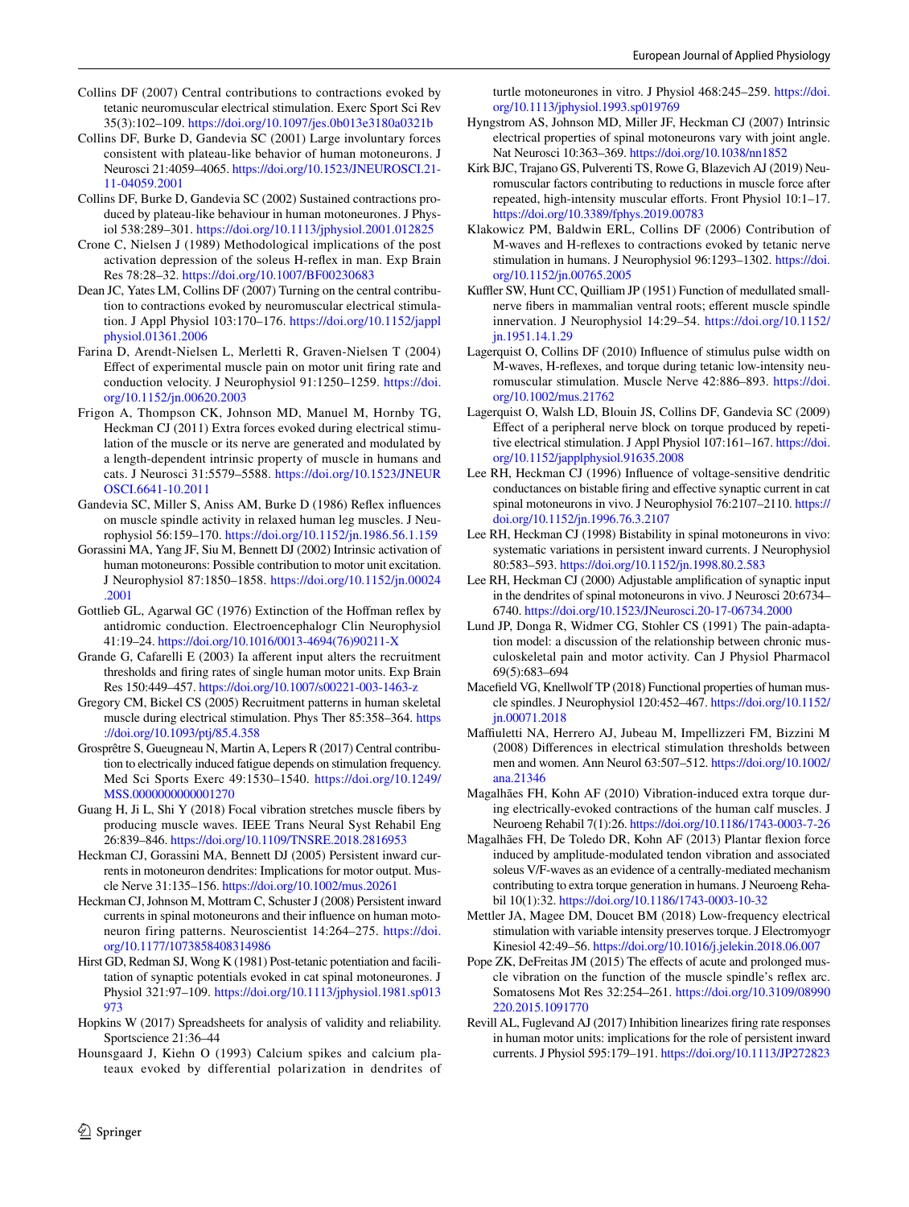Collins DF (2007) Central contributions to contractions evoked by tetanic neuromuscular electrical stimulation. Exerc Sport Sci Rev 35(3):102–109. https://doi.org/10.1097/jes.0b013e3180a0321b

Collins DF, Burke D, Gandevia SC (2001) Large involuntary forces consistent with plateau-like behavior of human motoneurons. J Neurosci 21:4059–4065. https://doi.org/10.1523/JNEUROSCI.21-11-04059.2001

Collins DF, Burke D, Gandevia SC (2002) Sustained contractions produced by plateau-like behaviour in human motoneurones. J Physiol 538:289–301. https://doi.org/10.1113/jphysiol.2001.012825

Crone C, Nielsen J (1989) Methodological implications of the post activation depression of the soleus H-reflex in man. Exp Brain Res 78:28–32. https://doi.org/10.1007/BF00230683

Dean JC, Yates LM, Collins DF (2007) Turning on the central contribution to contractions evoked by neuromuscular electrical stimulation. J Appl Physiol 103:170–176. https://doi.org/10.1152/japplphysiol.01361.2006

Farina D, Arendt-Nielsen L, Merletti R, Graven-Nielsen T (2004) Effect of experimental muscle pain on motor unit firing rate and conduction velocity. J Neurophysiol 91:1250–1259. https://doi.org/10.1152/jn.00620.2003

Frigon A, Thompson CK, Johnson MD, Manuel M, Hornby TG, Heckman CJ (2011) Extra forces evoked during electrical stimulation of the muscle or its nerve are generated and modulated by a length-dependent intrinsic property of muscle in humans and cats. J Neurosci 31:5579–5588. https://doi.org/10.1523/JNEUROSCI.6641-10.2011

Gandevia SC, Miller S, Aniss AM, Burke D (1986) Reflex influences on muscle spindle activity in relaxed human leg muscles. J Neurophysiol 56:159–170. https://doi.org/10.1152/jn.1986.56.1.159

Gorassini MA, Yang JF, Siu M, Bennett DJ (2002) Intrinsic activation of human motoneurons: Possible contribution to motor unit excitation. J Neurophysiol 87:1850–1858. https://doi.org/10.1152/jn.00024.2001

Gottlieb GL, Agarwal GC (1976) Extinction of the Hoffman reflex by antidromic conduction. Electroencephalogr Clin Neurophysiol 41:19–24. https://doi.org/10.1016/0013-4694(76)90211-X

Grande G, Cafarelli E (2003) Ia afferent input alters the recruitment thresholds and firing rates of single human motor units. Exp Brain Res 150:449–457. https://doi.org/10.1007/s00221-003-1463-z

Gregory CM, Bickel CS (2005) Recruitment patterns in human skeletal muscle during electrical stimulation. Phys Ther 85:358–364. https://doi.org/10.1093/ptj/85.4.358

Grosprêtre S, Gueugneau N, Martin A, Lepers R (2017) Central contribution to electrically induced fatigue depends on stimulation frequency. Med Sci Sports Exerc 49:1530–1540. https://doi.org/10.1249/MSS.0000000000001270

Guang H, Ji L, Shi Y (2018) Focal vibration stretches muscle fibers by producing muscle waves. IEEE Trans Neural Syst Rehabil Eng 26:839–846. https://doi.org/10.1109/TNSRE.2018.2816953

Heckman CJ, Gorassini MA, Bennett DJ (2005) Persistent inward currents in motoneuron dendrites: Implications for motor output. Muscle Nerve 31:135–156. https://doi.org/10.1002/mus.20261

Heckman CJ, Johnson M, Mottram C, Schuster J (2008) Persistent inward currents in spinal motoneurons and their influence on human motoneuron firing patterns. Neuroscientist 14:264–275. https://doi.org/10.1177/1073858408314986

Hirst GD, Redman SJ, Wong K (1981) Post-tetanic potentiation and facilitation of synaptic potentials evoked in cat spinal motoneurones. J Physiol 321:97–109. https://doi.org/10.1113/jphysiol.1981.sp013973

Hopkins W (2017) Spreadsheets for analysis of validity and reliability. Sportscience 21:36–44

Hounsgaard J, Kiehn O (1993) Calcium spikes and calcium plateaux evoked by differential polarization in dendrites of turtle motoneurones in vitro. J Physiol 468:245–259. https://doi.org/10.1113/jphysiol.1993.sp019769

Hyngstrom AS, Johnson MD, Miller JF, Heckman CJ (2007) Intrinsic electrical properties of spinal motoneurons vary with joint angle. Nat Neurosci 10:363–369. https://doi.org/10.1038/nn1852

Kirk BJC, Trajano GS, Pulverenti TS, Rowe G, Blazevich AJ (2019) Neuromuscular factors contributing to reductions in muscle force after repeated, high-intensity muscular efforts. Front Physiol 10:1–17. https://doi.org/10.3389/fphys.2019.00783

Klakowicz PM, Baldwin ERL, Collins DF (2006) Contribution of M-waves and H-reflexes to contractions evoked by tetanic nerve stimulation in humans. J Neurophysiol 96:1293–1302. https://doi.org/10.1152/jn.00765.2005

Kuffler SW, Hunt CC, Quilliam JP (1951) Function of medullated small-nerve fibers in mammalian ventral roots; efferent muscle spindle innervation. J Neurophysiol 14:29–54. https://doi.org/10.1152/jn.1951.14.1.29

Lagerquist O, Collins DF (2010) Influence of stimulus pulse width on M-waves, H-reflexes, and torque during tetanic low-intensity neuromuscular stimulation. Muscle Nerve 42:886–893. https://doi.org/10.1002/mus.21762

Lagerquist O, Walsh LD, Blouin JS, Collins DF, Gandevia SC (2009) Effect of a peripheral nerve block on torque produced by repetitive electrical stimulation. J Appl Physiol 107:161–167. https://doi.org/10.1152/japplphysiol.91635.2008

Lee RH, Heckman CJ (1996) Influence of voltage-sensitive dendritic conductances on bistable firing and effective synaptic current in cat spinal motoneurons in vivo. J Neurophysiol 76:2107–2110. https://doi.org/10.1152/jn.1996.76.3.2107

Lee RH, Heckman CJ (1998) Bistability in spinal motoneurons in vivo: systematic variations in persistent inward currents. J Neurophysiol 80:583–593. https://doi.org/10.1152/jn.1998.80.2.583

Lee RH, Heckman CJ (2000) Adjustable amplification of synaptic input in the dendrites of spinal motoneurons in vivo. J Neurosci 20:6734–6740. https://doi.org/10.1523/JNeurosci.20-17-06734.2000

Lund JP, Donga R, Widmer CG, Stohler CS (1991) The pain-adaptation model: a discussion of the relationship between chronic musculoskeletal pain and motor activity. Can J Physiol Pharmacol 69(5):683–694

Macefield VG, Knellwolf TP (2018) Functional properties of human muscle spindles. J Neurophysiol 120:452–467. https://doi.org/10.1152/jn.00071.2018

Maffiuletti NA, Herrero AJ, Jubeau M, Impellizzeri FM, Bizzini M (2008) Differences in electrical stimulation thresholds between men and women. Ann Neurol 63:507–512. https://doi.org/10.1002/ana.21346

Magalhães FH, Kohn AF (2010) Vibration-induced extra torque during electrically-evoked contractions of the human calf muscles. J Neuroeng Rehabil 7(1):26. https://doi.org/10.1186/1743-0003-7-26

Magalhães FH, De Toledo DR, Kohn AF (2013) Plantar flexion force induced by amplitude-modulated tendon vibration and associated soleus V/F-waves as an evidence of a centrally-mediated mechanism contributing to extra torque generation in humans. J Neuroeng Rehabil 10(1):32. https://doi.org/10.1186/1743-0003-10-32

Mettler JA, Magee DM, Doucet BM (2018) Low-frequency electrical stimulation with variable intensity preserves torque. J Electromyogr Kinesiol 42:49–56. https://doi.org/10.1016/j.jelekin.2018.06.007

Pope ZK, DeFreitas JM (2015) The effects of acute and prolonged muscle vibration on the function of the muscle spindle's reflex arc. Somatosens Mot Res 32:254–261. https://doi.org/10.3109/08990220.2015.1091770

Revill AL, Fuglevand AJ (2017) Inhibition linearizes firing rate responses in human motor units: implications for the role of persistent inward currents. J Physiol 595:179–191. https://doi.org/10.1113/JP272823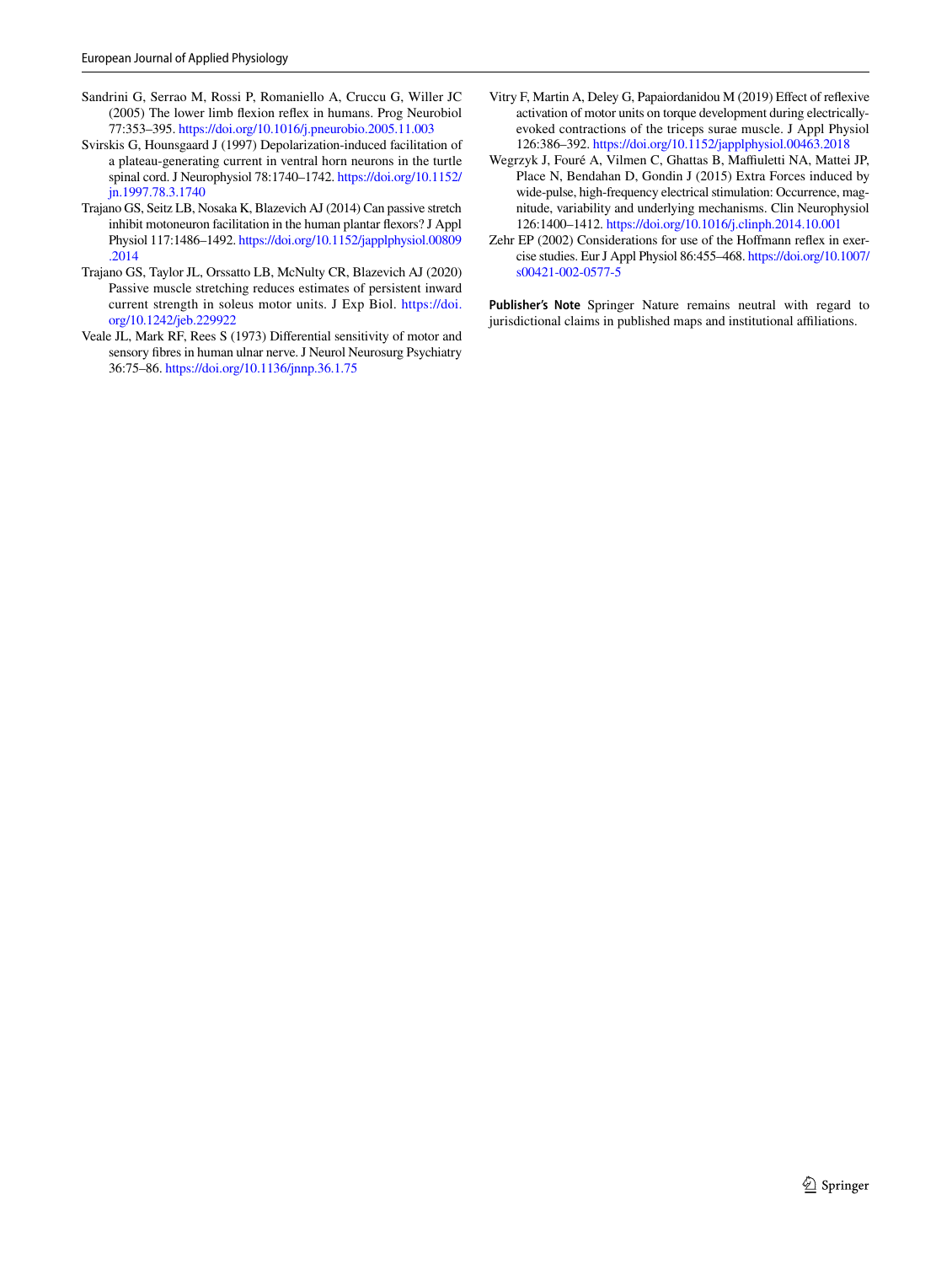Sandrini G, Serrao M, Rossi P, Romaniello A, Cruccu G, Willer JC (2005) The lower limb flexion reflex in humans. Prog Neurobiol 77:353–395. https://doi.org/10.1016/j.pneurobio.2005.11.003

Svirskis G, Hounsgaard J (1997) Depolarization-induced facilitation of a plateau-generating current in ventral horn neurons in the turtle spinal cord. J Neurophysiol 78:1740–1742. https://doi.org/10.1152/jn.1997.78.3.1740

Trajano GS, Seitz LB, Nosaka K, Blazevich AJ (2014) Can passive stretch inhibit motoneuron facilitation in the human plantar flexors? J Appl Physiol 117:1486–1492. https://doi.org/10.1152/japplphysiol.00809.2014

Trajano GS, Taylor JL, Orssatto LB, McNulty CR, Blazevich AJ (2020) Passive muscle stretching reduces estimates of persistent inward current strength in soleus motor units. J Exp Biol. https://doi.org/10.1242/jeb.229922

Veale JL, Mark RF, Rees S (1973) Differential sensitivity of motor and sensory fibres in human ulnar nerve. J Neurol Neurosurg Psychiatry 36:75–86. https://doi.org/10.1136/jnnp.36.1.75

Vitry F, Martin A, Deley G, Papaiordanidou M (2019) Effect of reflexive activation of motor units on torque development during electrically-evoked contractions of the triceps surae muscle. J Appl Physiol 126:386–392. https://doi.org/10.1152/japplphysiol.00463.2018

Wegrzyk J, Fouré A, Vilmen C, Ghattas B, Maffiuletti NA, Mattei JP, Place N, Bendahan D, Gondin J (2015) Extra Forces induced by wide-pulse, high-frequency electrical stimulation: Occurrence, magnitude, variability and underlying mechanisms. Clin Neurophysiol 126:1400–1412. https://doi.org/10.1016/j.clinph.2014.10.001

Zehr EP (2002) Considerations for use of the Hoffmann reflex in exercise studies. Eur J Appl Physiol 86:455–468. https://doi.org/10.1007/s00421-002-0577-5

**Publisher's Note** Springer Nature remains neutral with regard to jurisdictional claims in published maps and institutional affiliations.